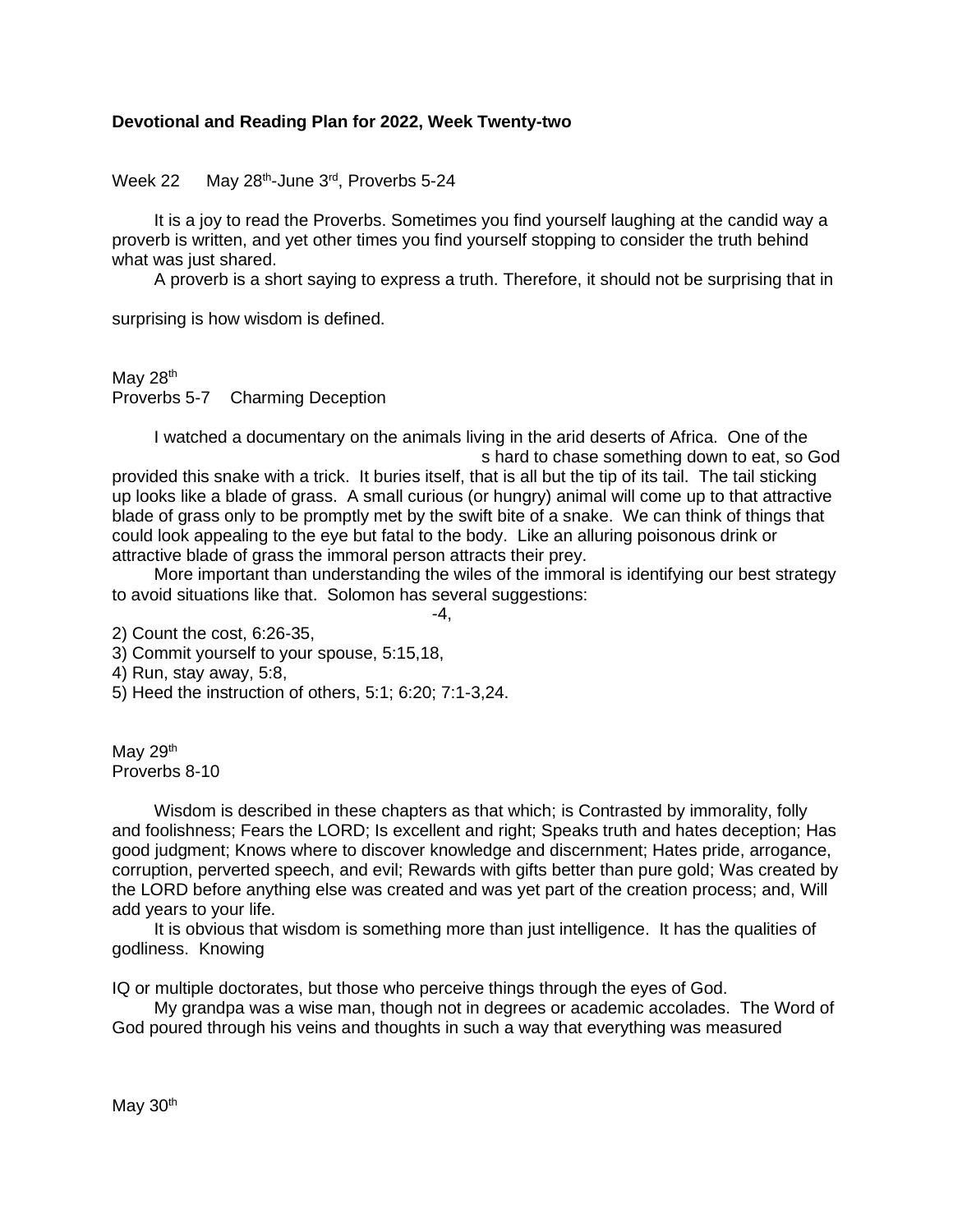**Devotional and Reading Plan for 2022, Week Twenty-two**

Week 22 May 28th-June 3rd, Proverbs 5-24

It is a joy to read the Proverbs. Sometimes you find yourself laughing at the candid way a proverb is written, and yet other times you find yourself stopping to consider the truth behind what was just shared.

A proverb is a short saying to express a truth. Therefore, it should not be surprising that in

surprising is how wisdom is defined.

May 28th
Proverbs 5-7 Charming Deception

I watched a documentary on the animals living in the arid deserts of Africa. One of the

s hard to chase something down to eat, so God provided this snake with a trick. It buries itself, that is all but the tip of its tail. The tail sticking up looks like a blade of grass. A small curious (or hungry) animal will come up to that attractive blade of grass only to be promptly met by the swift bite of a snake. We can think of things that could look appealing to the eye but fatal to the body. Like an alluring poisonous drink or attractive blade of grass the immoral person attracts their prey.

More important than understanding the wiles of the immoral is identifying our best strategy to avoid situations like that. Solomon has several suggestions:

-4,

2) Count the cost, 6:26-35,
3) Commit yourself to your spouse, 5:15,18,
4) Run, stay away, 5:8,
5) Heed the instruction of others, 5:1; 6:20; 7:1-3,24.

May 29th
Proverbs 8-10

Wisdom is described in these chapters as that which; is Contrasted by immorality, folly and foolishness; Fears the LORD; Is excellent and right; Speaks truth and hates deception; Has good judgment; Knows where to discover knowledge and discernment; Hates pride, arrogance, corruption, perverted speech, and evil; Rewards with gifts better than pure gold; Was created by the LORD before anything else was created and was yet part of the creation process; and, Will add years to your life.

It is obvious that wisdom is something more than just intelligence. It has the qualities of godliness. Knowing

IQ or multiple doctorates, but those who perceive things through the eyes of God.

My grandpa was a wise man, though not in degrees or academic accolades. The Word of God poured through his veins and thoughts in such a way that everything was measured

May 30th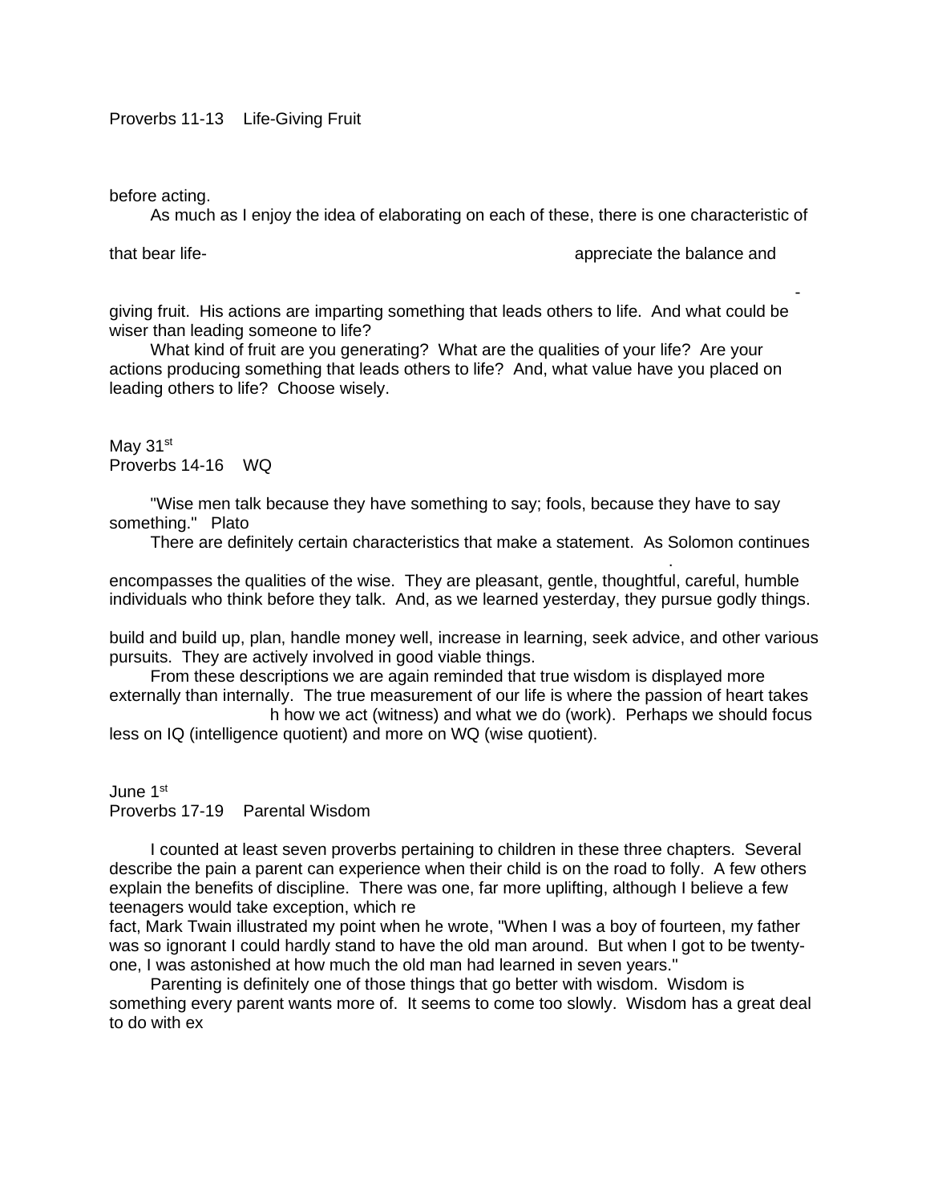Proverbs 11-13 Life-Giving Fruit

before acting.

As much as I enjoy the idea of elaborating on each of these, there is one characteristic of

that bear life- appreciate the balance and

-

giving fruit. His actions are imparting something that leads others to life. And what could be wiser than leading someone to life?

What kind of fruit are you generating? What are the qualities of your life? Are your actions producing something that leads others to life? And, what value have you placed on leading others to life? Choose wisely.

May 31st
Proverbs 14-16 WQ

"Wise men talk because they have something to say; fools, because they have to say something." Plato

There are definitely certain characteristics that make a statement. As Solomon continues

.

encompasses the qualities of the wise. They are pleasant, gentle, thoughtful, careful, humble individuals who think before they talk. And, as we learned yesterday, they pursue godly things.

build and build up, plan, handle money well, increase in learning, seek advice, and other various pursuits. They are actively involved in good viable things.

From these descriptions we are again reminded that true wisdom is displayed more externally than internally. The true measurement of our life is where the passion of heart takes

h how we act (witness) and what we do (work). Perhaps we should focus less on IQ (intelligence quotient) and more on WQ (wise quotient).

June 1st
Proverbs 17-19 Parental Wisdom

I counted at least seven proverbs pertaining to children in these three chapters. Several describe the pain a parent can experience when their child is on the road to folly. A few others explain the benefits of discipline. There was one, far more uplifting, although I believe a few teenagers would take exception, which re

fact, Mark Twain illustrated my point when he wrote, "When I was a boy of fourteen, my father was so ignorant I could hardly stand to have the old man around. But when I got to be twenty-one, I was astonished at how much the old man had learned in seven years."

Parenting is definitely one of those things that go better with wisdom. Wisdom is something every parent wants more of. It seems to come too slowly. Wisdom has a great deal to do with ex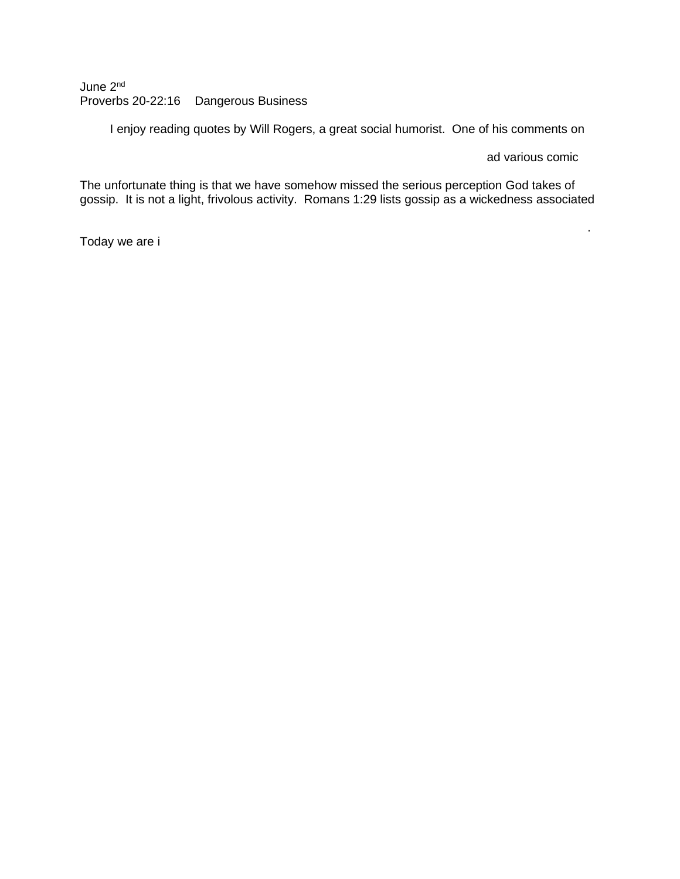June 2nd
Proverbs 20-22:16 Dangerous Business

I enjoy reading quotes by Will Rogers, a great social humorist. One of his comments on

ad various comic

The unfortunate thing is that we have somehow missed the serious perception God takes of gossip. It is not a light, frivolous activity. Romans 1:29 lists gossip as a wickedness associated

.

Today we are i